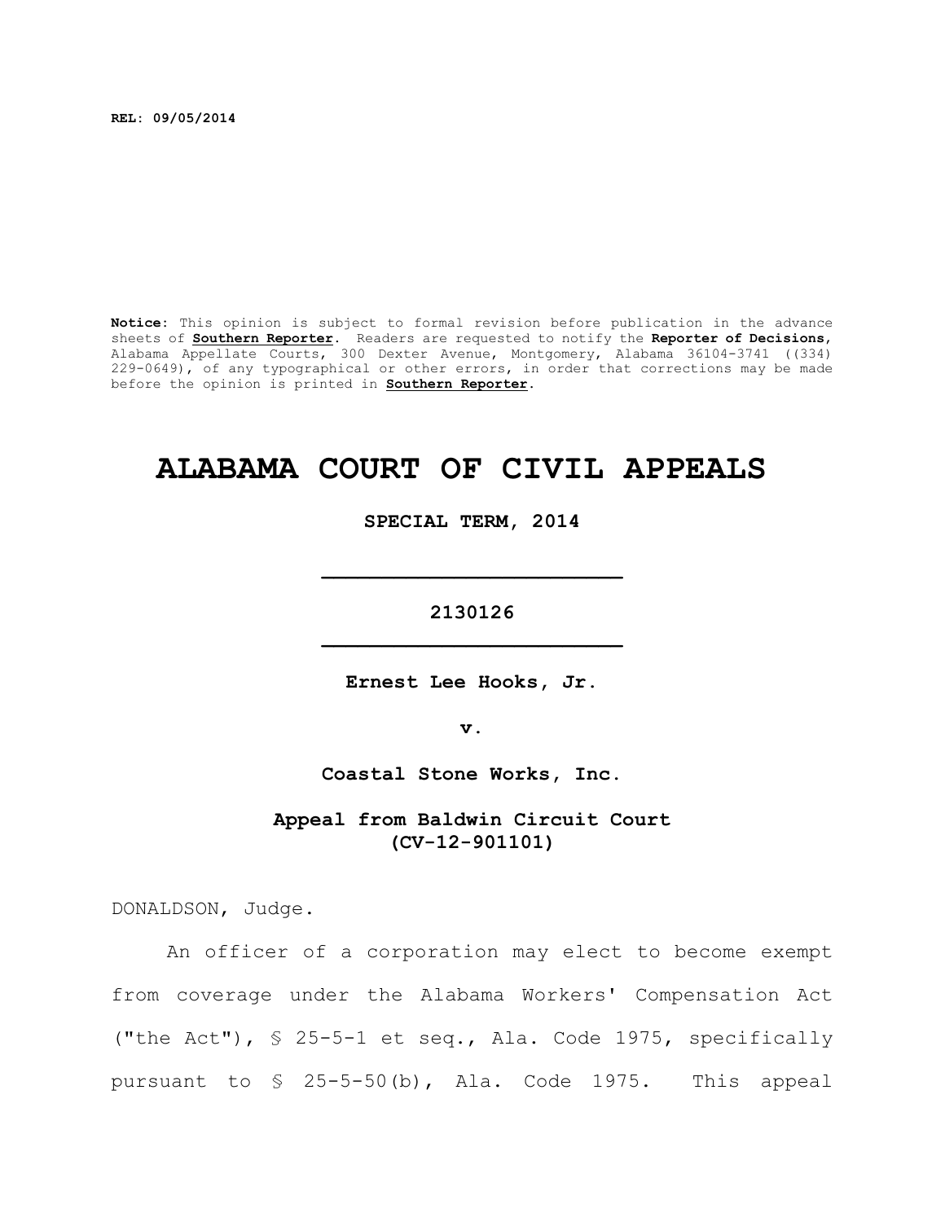**REL: 09/05/2014**

**Notice:** This opinion is subject to formal revision before publication in the advance sheets of **Southern Reporter**. Readers are requested to notify the **Reporter of Decisions**, Alabama Appellate Courts, 300 Dexter Avenue, Montgomery, Alabama 36104-3741 ((334) 229-0649), of any typographical or other errors, in order that corrections may be made before the opinion is printed in **Southern Reporter**.

# ALABAMA COURT OF CIVIL APPEALS

**SPECIAL TERM, 2014**

---

**2130126**

---

**Ernest Lee Hooks, Jr.**

**v.**

**Coastal Stone Works, Inc.**

**Appeal from Baldwin Circuit Court (CV-12-901101)**

DONALDSON, Judge.

An officer of a corporation may elect to become exempt from coverage under the Alabama Workers' Compensation Act ("the Act"), § 25-5-1 et seq., Ala. Code 1975, specifically pursuant to § 25-5-50(b), Ala. Code 1975. This appeal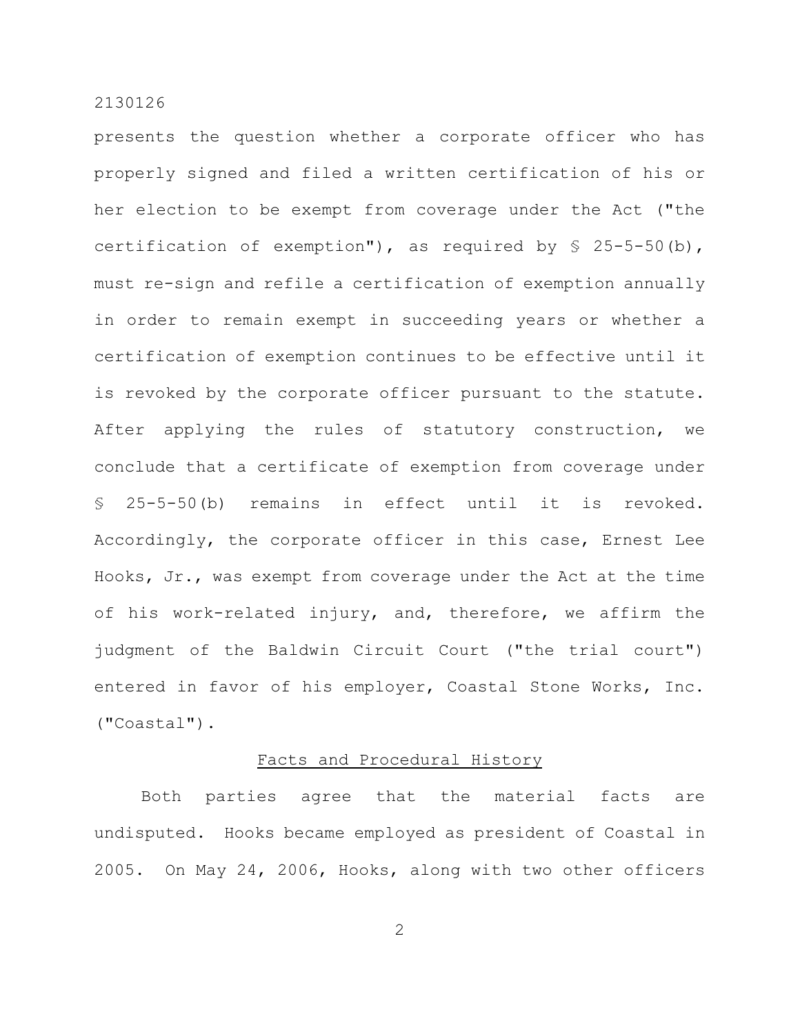presents the question whether a corporate officer who has properly signed and filed a written certification of his or her election to be exempt from coverage under the Act ("the certification of exemption"), as required by § 25-5-50(b), must re-sign and refile a certification of exemption annually in order to remain exempt in succeeding years or whether a certification of exemption continues to be effective until it is revoked by the corporate officer pursuant to the statute. After applying the rules of statutory construction, we conclude that a certificate of exemption from coverage under § 25-5-50(b) remains in effect until it is revoked. Accordingly, the corporate officer in this case, Ernest Lee Hooks, Jr., was exempt from coverage under the Act at the time of his work-related injury, and, therefore, we affirm the judgment of the Baldwin Circuit Court ("the trial court") entered in favor of his employer, Coastal Stone Works, Inc. ("Coastal").

## Facts and Procedural History

Both parties agree that the material facts are undisputed. Hooks became employed as president of Coastal in 2005. On May 24, 2006, Hooks, along with two other officers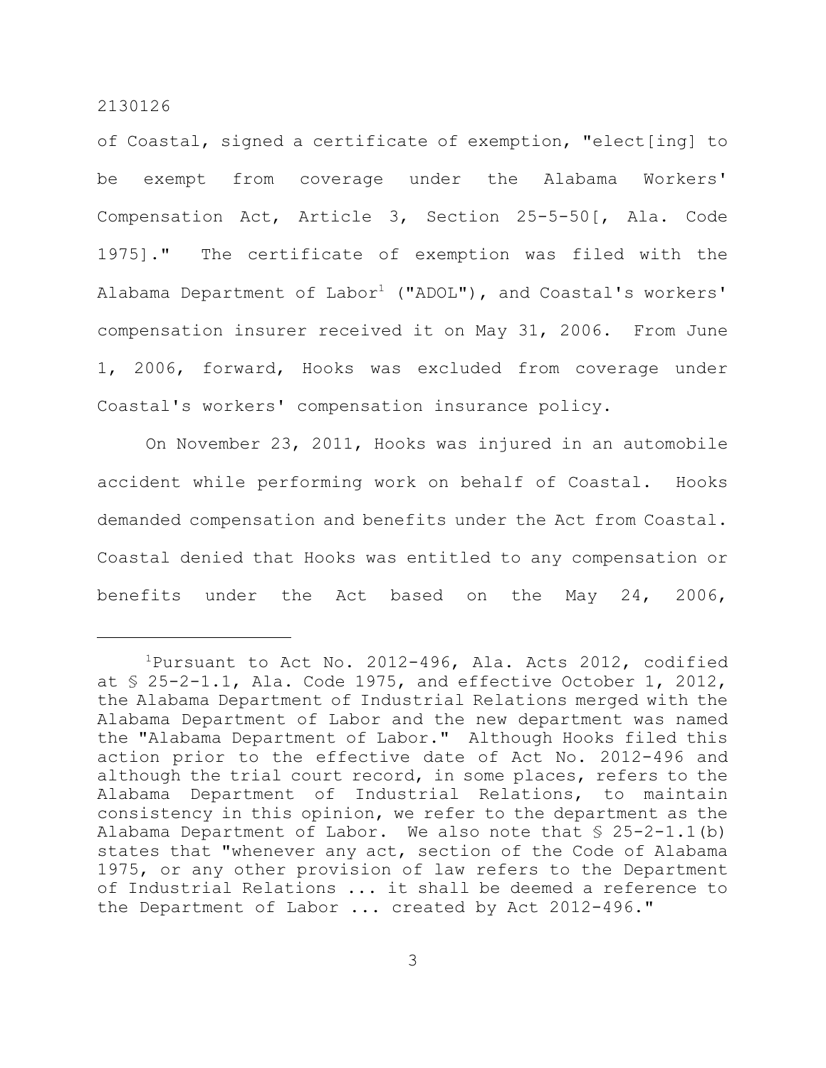of Coastal, signed a certificate of exemption, "elect[ing] to be exempt from coverage under the Alabama Workers' Compensation Act, Article 3, Section 25-5-50[, Ala. Code 1975]." The certificate of exemption was filed with the Alabama Department of Labor[1] ("ADOL"), and Coastal's workers' compensation insurer received it on May 31, 2006. From June 1, 2006, forward, Hooks was excluded from coverage under Coastal's workers' compensation insurance policy.

On November 23, 2011, Hooks was injured in an automobile accident while performing work on behalf of Coastal. Hooks demanded compensation and benefits under the Act from Coastal. Coastal denied that Hooks was entitled to any compensation or benefits under the Act based on the May 24, 2006,

---

[1]Pursuant to Act No. 2012-496, Ala. Acts 2012, codified at § 25-2-1.1, Ala. Code 1975, and effective October 1, 2012, the Alabama Department of Industrial Relations merged with the Alabama Department of Labor and the new department was named the "Alabama Department of Labor." Although Hooks filed this action prior to the effective date of Act No. 2012-496 and although the trial court record, in some places, refers to the Alabama Department of Industrial Relations, to maintain consistency in this opinion, we refer to the department as the Alabama Department of Labor. We also note that § 25-2-1.1(b) states that "whenever any act, section of the Code of Alabama 1975, or any other provision of law refers to the Department of Industrial Relations ... it shall be deemed a reference to the Department of Labor ... created by Act 2012-496."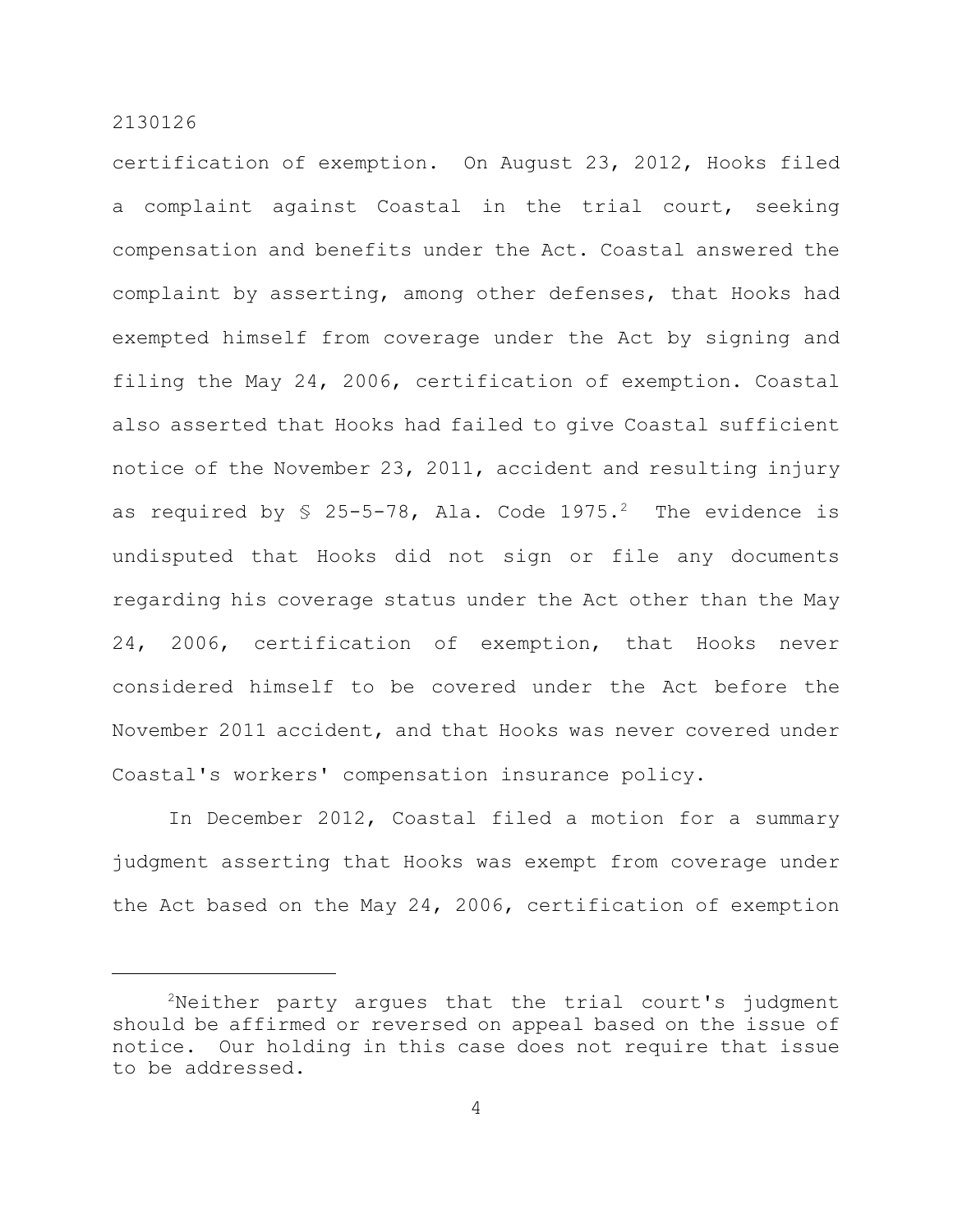certification of exemption. On August 23, 2012, Hooks filed a complaint against Coastal in the trial court, seeking compensation and benefits under the Act. Coastal answered the complaint by asserting, among other defenses, that Hooks had exempted himself from coverage under the Act by signing and filing the May 24, 2006, certification of exemption. Coastal also asserted that Hooks had failed to give Coastal sufficient notice of the November 23, 2011, accident and resulting injury as required by § 25-5-78, Ala. Code 1975.[2] The evidence is undisputed that Hooks did not sign or file any documents regarding his coverage status under the Act other than the May 24, 2006, certification of exemption, that Hooks never considered himself to be covered under the Act before the November 2011 accident, and that Hooks was never covered under Coastal's workers' compensation insurance policy.

In December 2012, Coastal filed a motion for a summary judgment asserting that Hooks was exempt from coverage under the Act based on the May 24, 2006, certification of exemption

---

[2] Neither party argues that the trial court's judgment should be affirmed or reversed on appeal based on the issue of notice. Our holding in this case does not require that issue to be addressed.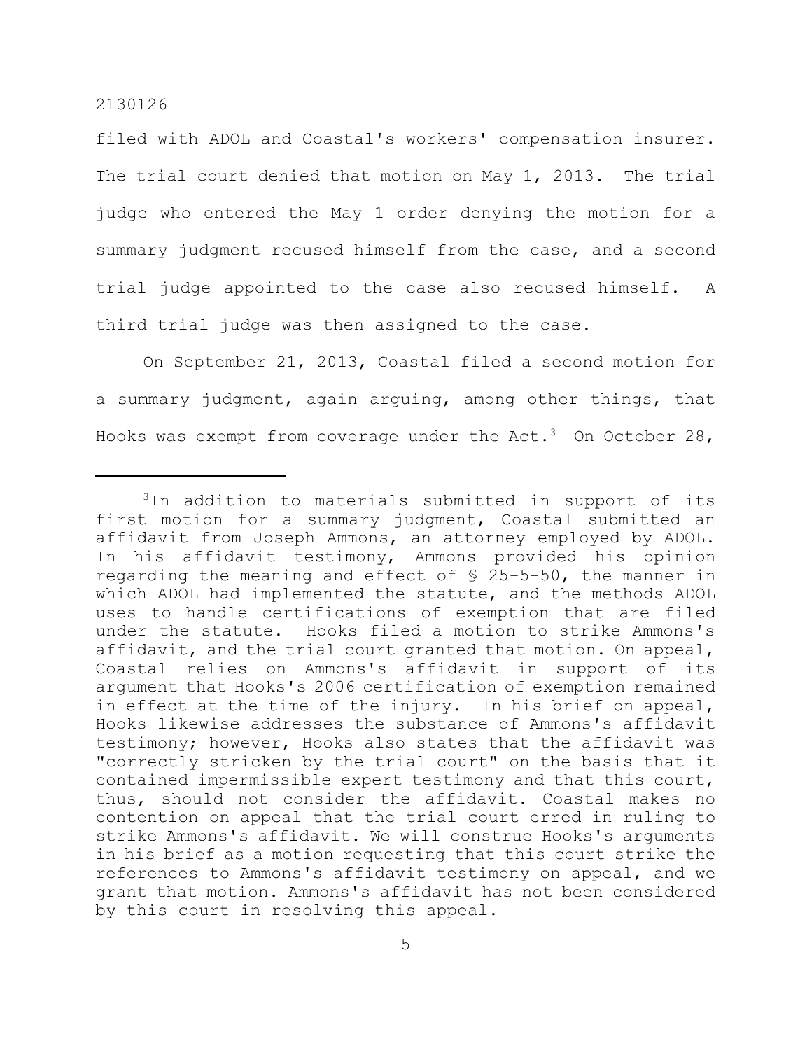filed with ADOL and Coastal's workers' compensation insurer. The trial court denied that motion on May 1, 2013. The trial judge who entered the May 1 order denying the motion for a summary judgment recused himself from the case, and a second trial judge appointed to the case also recused himself. A third trial judge was then assigned to the case.

On September 21, 2013, Coastal filed a second motion for a summary judgment, again arguing, among other things, that Hooks was exempt from coverage under the Act.[3] On October 28,

---

[3]In addition to materials submitted in support of its first motion for a summary judgment, Coastal submitted an affidavit from Joseph Ammons, an attorney employed by ADOL. In his affidavit testimony, Ammons provided his opinion regarding the meaning and effect of § 25-5-50, the manner in which ADOL had implemented the statute, and the methods ADOL uses to handle certifications of exemption that are filed under the statute. Hooks filed a motion to strike Ammons's affidavit, and the trial court granted that motion. On appeal, Coastal relies on Ammons's affidavit in support of its argument that Hooks's 2006 certification of exemption remained in effect at the time of the injury. In his brief on appeal, Hooks likewise addresses the substance of Ammons's affidavit testimony; however, Hooks also states that the affidavit was "correctly stricken by the trial court" on the basis that it contained impermissible expert testimony and that this court, thus, should not consider the affidavit. Coastal makes no contention on appeal that the trial court erred in ruling to strike Ammons's affidavit. We will construe Hooks's arguments in his brief as a motion requesting that this court strike the references to Ammons's affidavit testimony on appeal, and we grant that motion. Ammons's affidavit has not been considered by this court in resolving this appeal.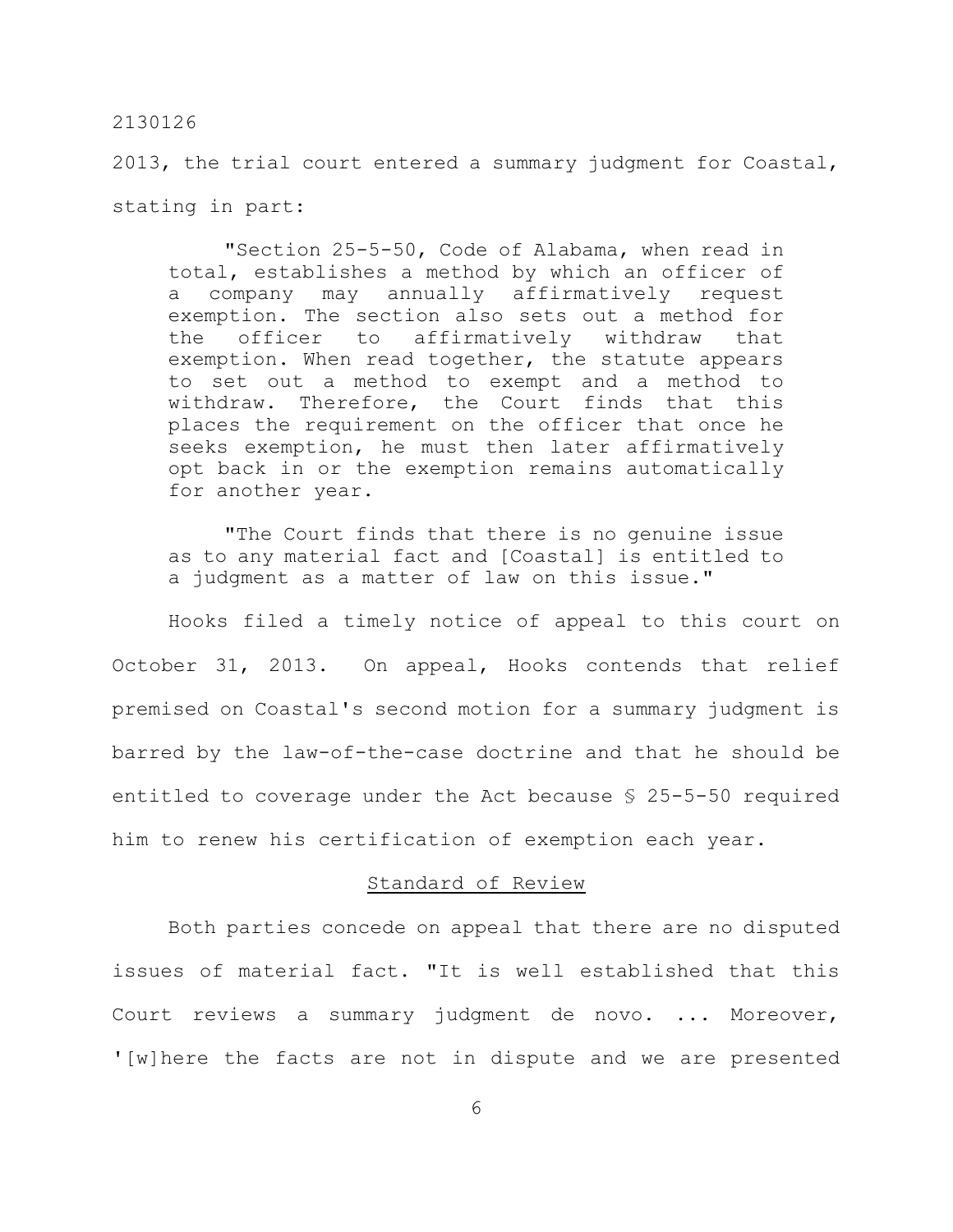2013, the trial court entered a summary judgment for Coastal, stating in part:

> "Section 25-5-50, Code of Alabama, when read in total, establishes a method by which an officer of a company may annually affirmatively request exemption. The section also sets out a method for the officer to affirmatively withdraw that exemption. When read together, the statute appears to set out a method to exempt and a method to withdraw. Therefore, the Court finds that this places the requirement on the officer that once he seeks exemption, he must then later affirmatively opt back in or the exemption remains automatically for another year.
>
> "The Court finds that there is no genuine issue as to any material fact and [Coastal] is entitled to a judgment as a matter of law on this issue."

Hooks filed a timely notice of appeal to this court on October 31, 2013. On appeal, Hooks contends that relief premised on Coastal's second motion for a summary judgment is barred by the law-of-the-case doctrine and that he should be entitled to coverage under the Act because § 25-5-50 required him to renew his certification of exemption each year.

## Standard of Review

Both parties concede on appeal that there are no disputed issues of material fact. "It is well established that this Court reviews a summary judgment de novo. ... Moreover, '[w]here the facts are not in dispute and we are presented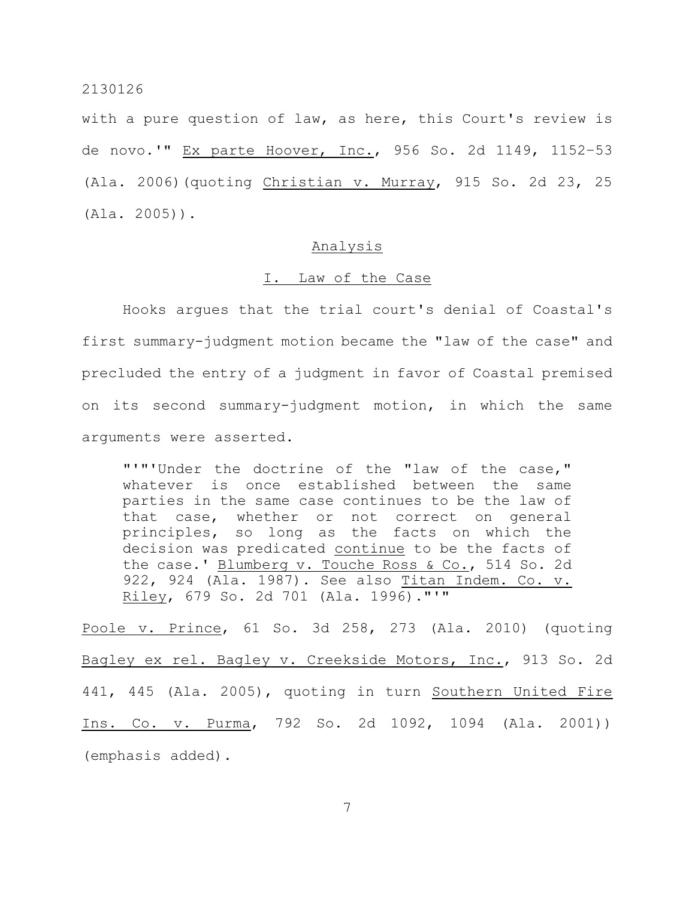with a pure question of law, as here, this Court's review is de novo.'" Ex parte Hoover, Inc., 956 So. 2d 1149, 1152-53 (Ala. 2006)(quoting Christian v. Murray, 915 So. 2d 23, 25 (Ala. 2005)).

## Analysis

### I. Law of the Case

Hooks argues that the trial court's denial of Coastal's first summary-judgment motion became the "law of the case" and precluded the entry of a judgment in favor of Coastal premised on its second summary-judgment motion, in which the same arguments were asserted.

> "'"'Under the doctrine of the "law of the case," whatever is once established between the same parties in the same case continues to be the law of that case, whether or not correct on general principles, so long as the facts on which the decision was predicated continue to be the facts of the case.' Blumberg v. Touche Ross & Co., 514 So. 2d 922, 924 (Ala. 1987). See also Titan Indem. Co. v. Riley, 679 So. 2d 701 (Ala. 1996)."'"

Poole v. Prince, 61 So. 3d 258, 273 (Ala. 2010) (quoting Bagley ex rel. Bagley v. Creekside Motors, Inc., 913 So. 2d 441, 445 (Ala. 2005), quoting in turn Southern United Fire Ins. Co. v. Purma, 792 So. 2d 1092, 1094 (Ala. 2001)) (emphasis added).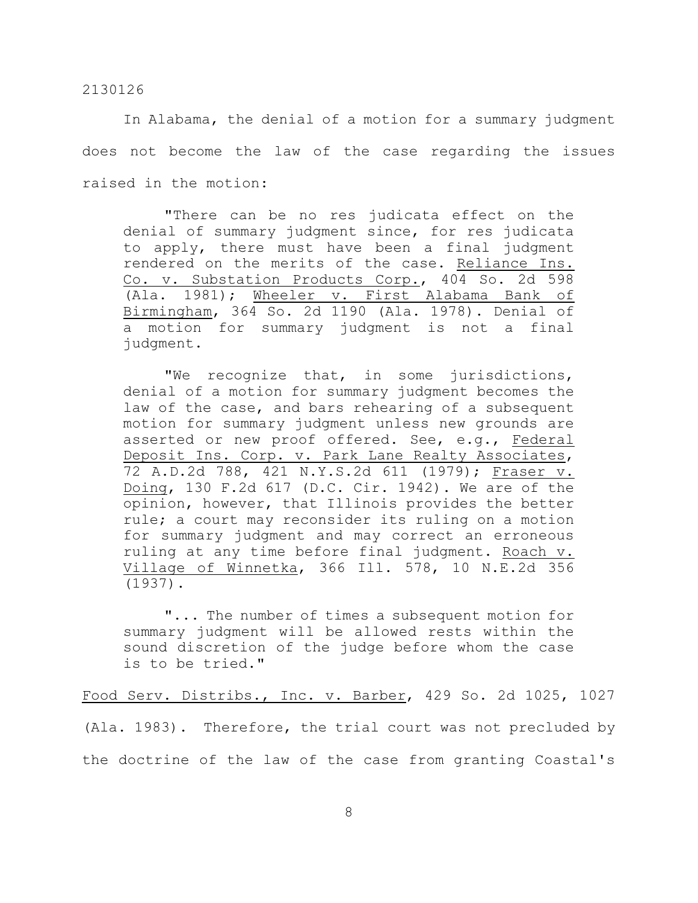In Alabama, the denial of a motion for a summary judgment does not become the law of the case regarding the issues raised in the motion:

> "There can be no res judicata effect on the denial of summary judgment since, for res judicata to apply, there must have been a final judgment rendered on the merits of the case. Reliance Ins. Co. v. Substation Products Corp., 404 So. 2d 598 (Ala. 1981); Wheeler v. First Alabama Bank of Birmingham, 364 So. 2d 1190 (Ala. 1978). Denial of a motion for summary judgment is not a final judgment.
>
> "We recognize that, in some jurisdictions, denial of a motion for summary judgment becomes the law of the case, and bars rehearing of a subsequent motion for summary judgment unless new grounds are asserted or new proof offered. See, e.g., Federal Deposit Ins. Corp. v. Park Lane Realty Associates, 72 A.D.2d 788, 421 N.Y.S.2d 611 (1979); Fraser v. Doing, 130 F.2d 617 (D.C. Cir. 1942). We are of the opinion, however, that Illinois provides the better rule; a court may reconsider its ruling on a motion for summary judgment and may correct an erroneous ruling at any time before final judgment. Roach v. Village of Winnetka, 366 Ill. 578, 10 N.E.2d 356 (1937).
>
> "... The number of times a subsequent motion for summary judgment will be allowed rests within the sound discretion of the judge before whom the case is to be tried."

Food Serv. Distribs., Inc. v. Barber, 429 So. 2d 1025, 1027 (Ala. 1983). Therefore, the trial court was not precluded by the doctrine of the law of the case from granting Coastal's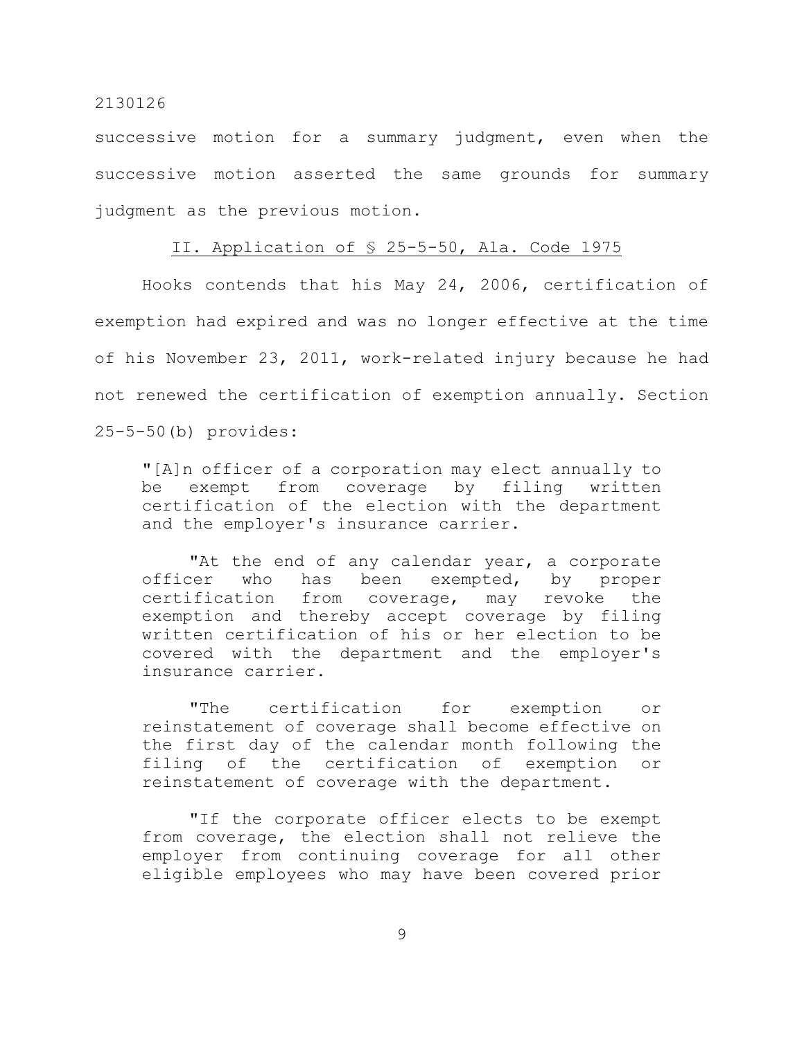successive motion for a summary judgment, even when the successive motion asserted the same grounds for summary judgment as the previous motion.

## II. Application of § 25-5-50, Ala. Code 1975

Hooks contends that his May 24, 2006, certification of exemption had expired and was no longer effective at the time of his November 23, 2011, work-related injury because he had not renewed the certification of exemption annually. Section 25-5-50(b) provides:

> "[A]n officer of a corporation may elect annually to be exempt from coverage by filing written certification of the election with the department and the employer's insurance carrier.
>
> "At the end of any calendar year, a corporate officer who has been exempted, by proper certification from coverage, may revoke the exemption and thereby accept coverage by filing written certification of his or her election to be covered with the department and the employer's insurance carrier.
>
> "The certification for exemption or reinstatement of coverage shall become effective on the first day of the calendar month following the filing of the certification of exemption or reinstatement of coverage with the department.
>
> "If the corporate officer elects to be exempt from coverage, the election shall not relieve the employer from continuing coverage for all other eligible employees who may have been covered prior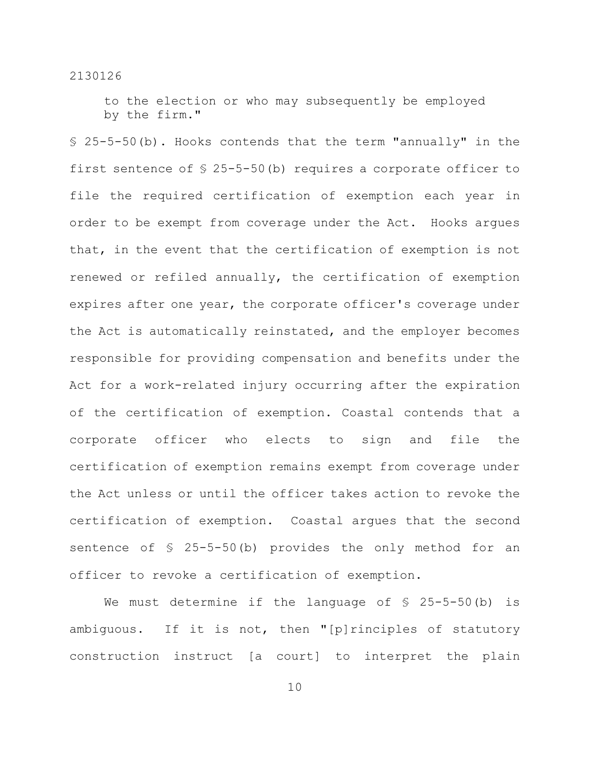to the election or who may subsequently be employed by the firm."

§ 25-5-50(b). Hooks contends that the term "annually" in the first sentence of § 25-5-50(b) requires a corporate officer to file the required certification of exemption each year in order to be exempt from coverage under the Act. Hooks argues that, in the event that the certification of exemption is not renewed or refiled annually, the certification of exemption expires after one year, the corporate officer's coverage under the Act is automatically reinstated, and the employer becomes responsible for providing compensation and benefits under the Act for a work-related injury occurring after the expiration of the certification of exemption. Coastal contends that a corporate officer who elects to sign and file the certification of exemption remains exempt from coverage under the Act unless or until the officer takes action to revoke the certification of exemption. Coastal argues that the second sentence of § 25-5-50(b) provides the only method for an officer to revoke a certification of exemption.

We must determine if the language of § 25-5-50(b) is ambiguous. If it is not, then "[p]rinciples of statutory construction instruct [a court] to interpret the plain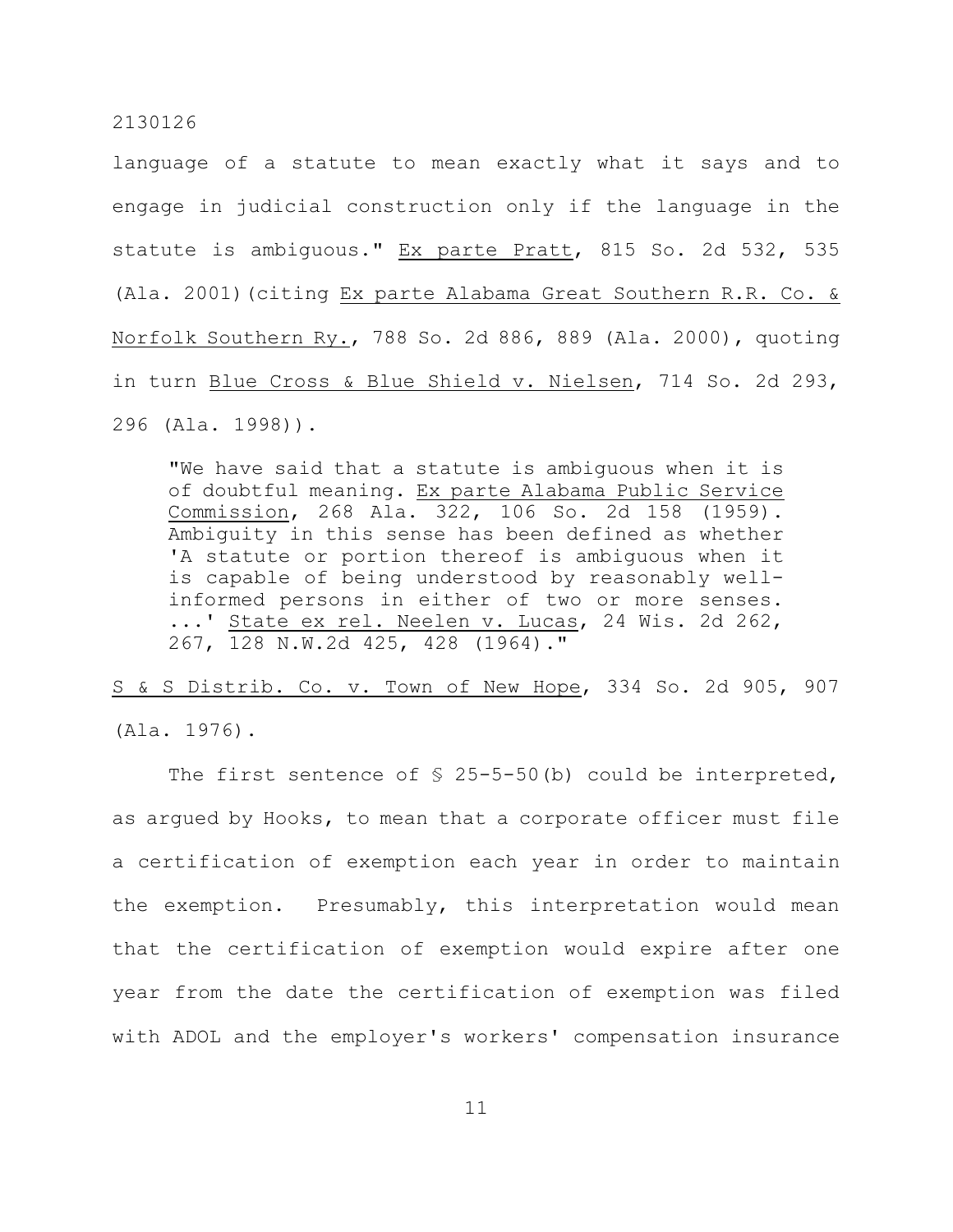language of a statute to mean exactly what it says and to engage in judicial construction only if the language in the statute is ambiguous." Ex parte Pratt, 815 So. 2d 532, 535 (Ala. 2001)(citing Ex parte Alabama Great Southern R.R. Co. & Norfolk Southern Ry., 788 So. 2d 886, 889 (Ala. 2000), quoting in turn Blue Cross & Blue Shield v. Nielsen, 714 So. 2d 293, 296 (Ala. 1998)).

> "We have said that a statute is ambiguous when it is of doubtful meaning. Ex parte Alabama Public Service Commission, 268 Ala. 322, 106 So. 2d 158 (1959). Ambiguity in this sense has been defined as whether 'A statute or portion thereof is ambiguous when it is capable of being understood by reasonably well-informed persons in either of two or more senses. ...' State ex rel. Neelen v. Lucas, 24 Wis. 2d 262, 267, 128 N.W.2d 425, 428 (1964)."

S & S Distrib. Co. v. Town of New Hope, 334 So. 2d 905, 907 (Ala. 1976).

The first sentence of § 25-5-50(b) could be interpreted, as argued by Hooks, to mean that a corporate officer must file a certification of exemption each year in order to maintain the exemption. Presumably, this interpretation would mean that the certification of exemption would expire after one year from the date the certification of exemption was filed with ADOL and the employer's workers' compensation insurance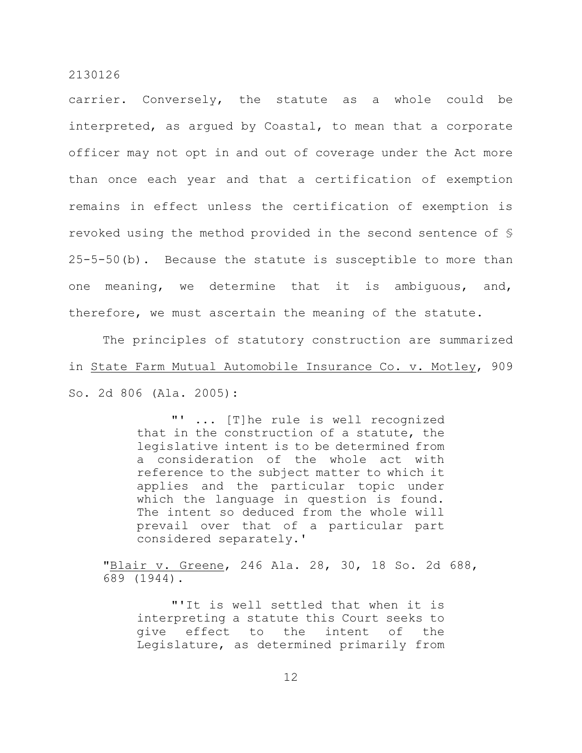carrier. Conversely, the statute as a whole could be interpreted, as argued by Coastal, to mean that a corporate officer may not opt in and out of coverage under the Act more than once each year and that a certification of exemption remains in effect unless the certification of exemption is revoked using the method provided in the second sentence of § 25-5-50(b). Because the statute is susceptible to more than one meaning, we determine that it is ambiguous, and, therefore, we must ascertain the meaning of the statute.

The principles of statutory construction are summarized in State Farm Mutual Automobile Insurance Co. v. Motley, 909 So. 2d 806 (Ala. 2005):

> "' ... [T]he rule is well recognized that in the construction of a statute, the legislative intent is to be determined from a consideration of the whole act with reference to the subject matter to which it applies and the particular topic under which the language in question is found. The intent so deduced from the whole will prevail over that of a particular part considered separately.'
>
> "Blair v. Greene, 246 Ala. 28, 30, 18 So. 2d 688, 689 (1944).
>
> "'It is well settled that when it is interpreting a statute this Court seeks to give effect to the intent of the Legislature, as determined primarily from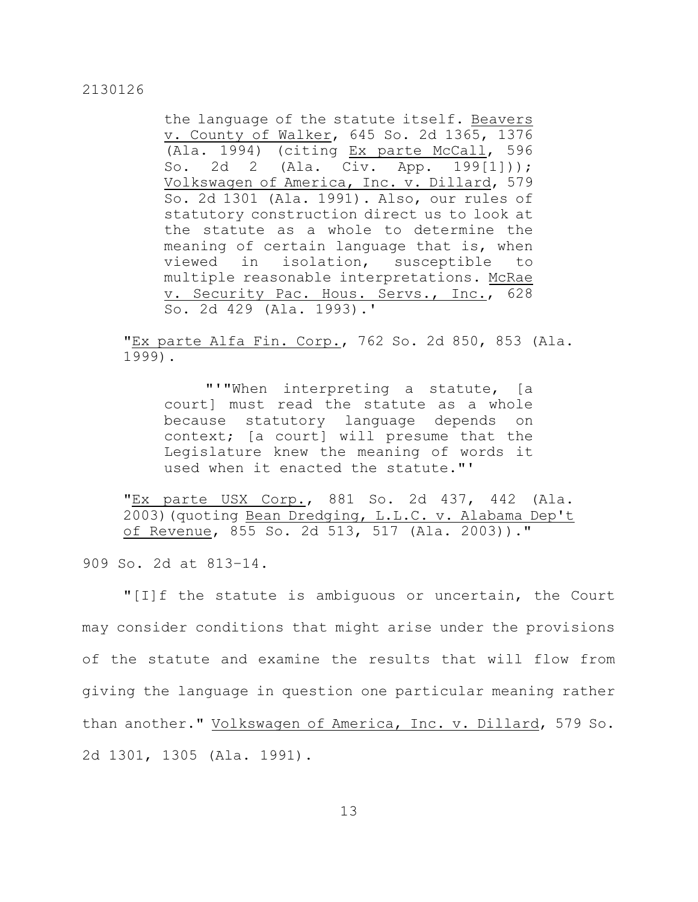> the language of the statute itself. Beavers v. County of Walker, 645 So. 2d 1365, 1376 (Ala. 1994) (citing Ex parte McCall, 596 So. 2d 2 (Ala. Civ. App. 199[1])); Volkswagen of America, Inc. v. Dillard, 579 So. 2d 1301 (Ala. 1991). Also, our rules of statutory construction direct us to look at the statute as a whole to determine the meaning of certain language that is, when viewed in isolation, susceptible to multiple reasonable interpretations. McRae v. Security Pac. Hous. Servs., Inc., 628 So. 2d 429 (Ala. 1993).'

"Ex parte Alfa Fin. Corp., 762 So. 2d 850, 853 (Ala. 1999).

> "'"When interpreting a statute, [a court] must read the statute as a whole because statutory language depends on context; [a court] will presume that the Legislature knew the meaning of words it used when it enacted the statute."'

"Ex parte USX Corp., 881 So. 2d 437, 442 (Ala. 2003)(quoting Bean Dredging, L.L.C. v. Alabama Dep't of Revenue, 855 So. 2d 513, 517 (Ala. 2003))."

909 So. 2d at 813–14.

"[I]f the statute is ambiguous or uncertain, the Court may consider conditions that might arise under the provisions of the statute and examine the results that will flow from giving the language in question one particular meaning rather than another." Volkswagen of America, Inc. v. Dillard, 579 So. 2d 1301, 1305 (Ala. 1991).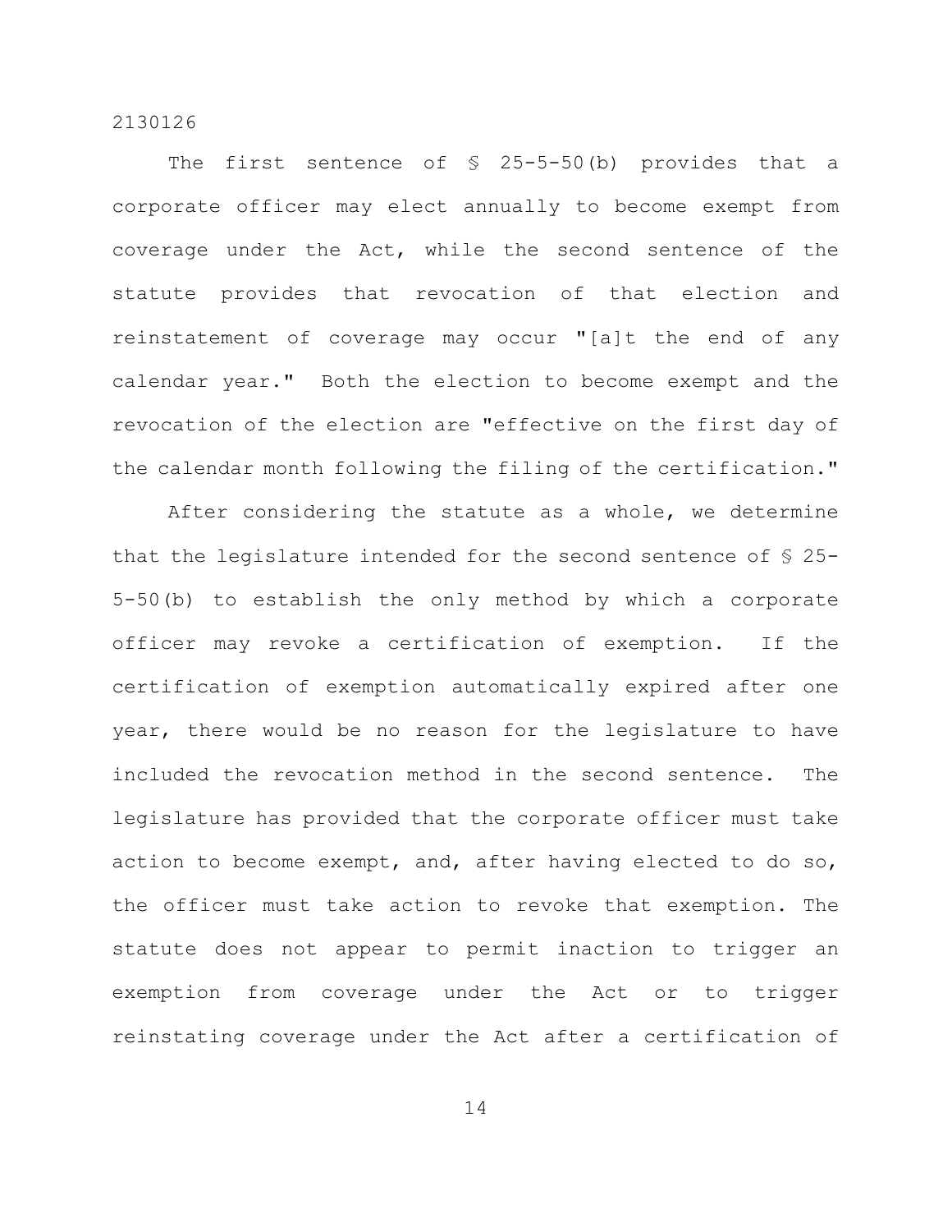The first sentence of § 25-5-50(b) provides that a corporate officer may elect annually to become exempt from coverage under the Act, while the second sentence of the statute provides that revocation of that election and reinstatement of coverage may occur "[a]t the end of any calendar year." Both the election to become exempt and the revocation of the election are "effective on the first day of the calendar month following the filing of the certification."

After considering the statute as a whole, we determine that the legislature intended for the second sentence of § 25-5-50(b) to establish the only method by which a corporate officer may revoke a certification of exemption. If the certification of exemption automatically expired after one year, there would be no reason for the legislature to have included the revocation method in the second sentence. The legislature has provided that the corporate officer must take action to become exempt, and, after having elected to do so, the officer must take action to revoke that exemption. The statute does not appear to permit inaction to trigger an exemption from coverage under the Act or to trigger reinstating coverage under the Act after a certification of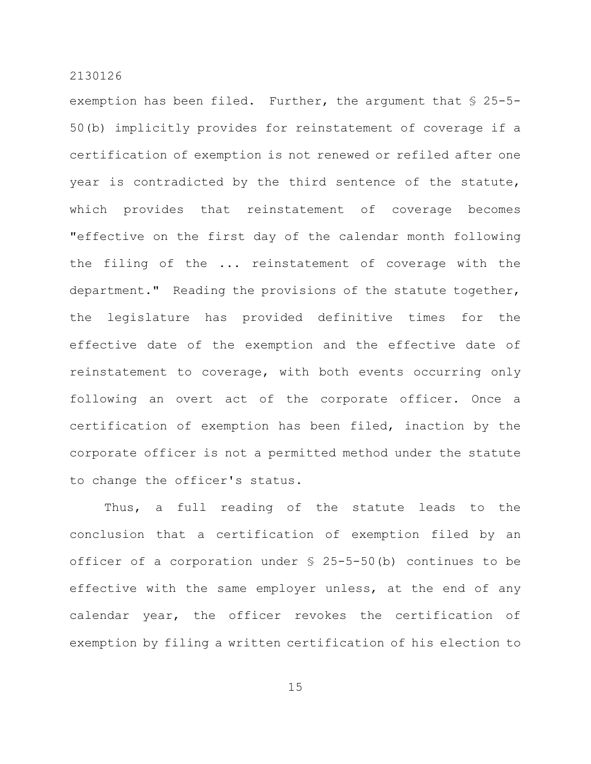exemption has been filed. Further, the argument that § 25-5-50(b) implicitly provides for reinstatement of coverage if a certification of exemption is not renewed or refiled after one year is contradicted by the third sentence of the statute, which provides that reinstatement of coverage becomes "effective on the first day of the calendar month following the filing of the ... reinstatement of coverage with the department." Reading the provisions of the statute together, the legislature has provided definitive times for the effective date of the exemption and the effective date of reinstatement to coverage, with both events occurring only following an overt act of the corporate officer. Once a certification of exemption has been filed, inaction by the corporate officer is not a permitted method under the statute to change the officer's status.

Thus, a full reading of the statute leads to the conclusion that a certification of exemption filed by an officer of a corporation under § 25-5-50(b) continues to be effective with the same employer unless, at the end of any calendar year, the officer revokes the certification of exemption by filing a written certification of his election to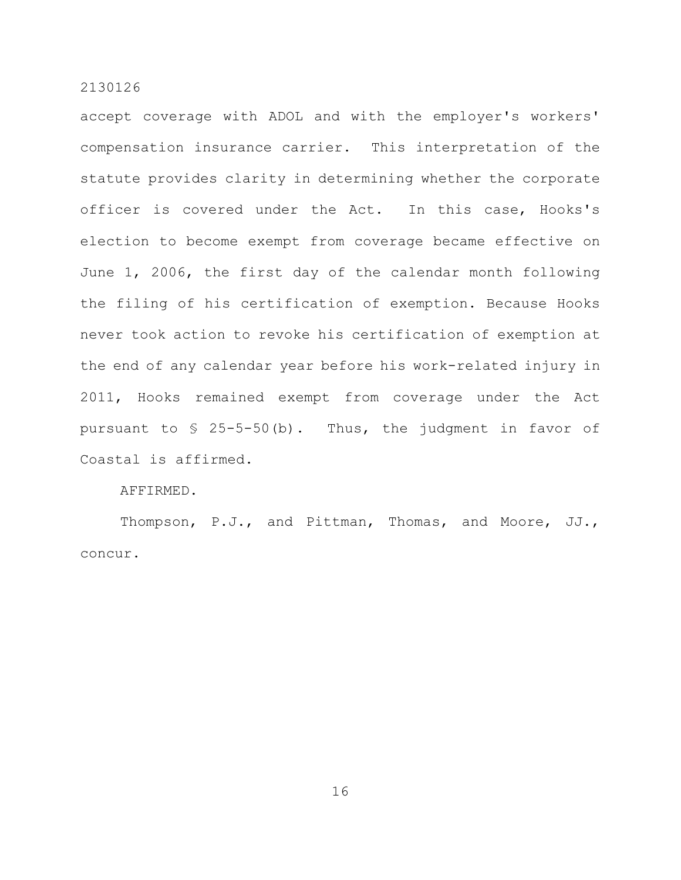accept coverage with ADOL and with the employer's workers' compensation insurance carrier. This interpretation of the statute provides clarity in determining whether the corporate officer is covered under the Act. In this case, Hooks's election to become exempt from coverage became effective on June 1, 2006, the first day of the calendar month following the filing of his certification of exemption. Because Hooks never took action to revoke his certification of exemption at the end of any calendar year before his work-related injury in 2011, Hooks remained exempt from coverage under the Act pursuant to § 25-5-50(b). Thus, the judgment in favor of Coastal is affirmed.

AFFIRMED.

Thompson, P.J., and Pittman, Thomas, and Moore, JJ., concur.